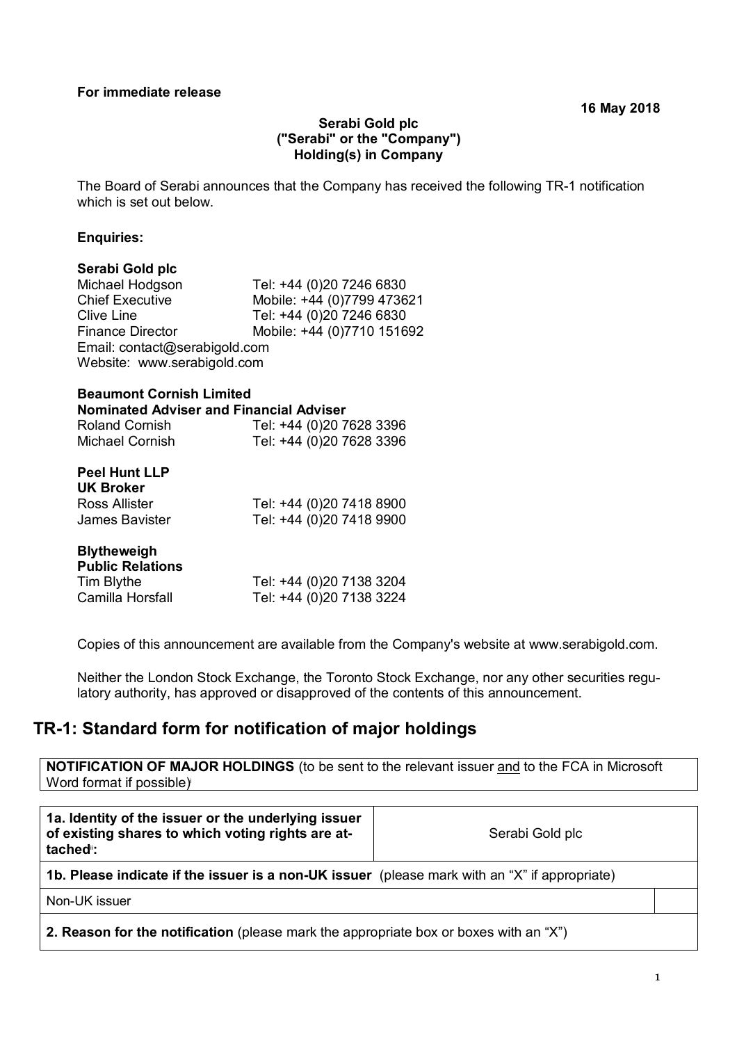**For immediate release**

**16 May 2018**

**Serabi Gold plc**
**("Serabi" or the "Company")**
**Holding(s) in Company**

The Board of Serabi announces that the Company has received the following TR-1 notification which is set out below.

**Enquiries:**

**Serabi Gold plc**

| | |
|---|---|
| Michael Hodgson | Tel: +44 (0)20 7246 6830 |
| Chief Executive | Mobile: +44 (0)7799 473621 |
| Clive Line | Tel: +44 (0)20 7246 6830 |
| Finance Director | Mobile: +44 (0)7710 151692 |

Email: contact@serabigold.com
Website: www.serabigold.com

**Beaumont Cornish Limited**
**Nominated Adviser and Financial Adviser**

| | |
|---|---|
| Roland Cornish | Tel: +44 (0)20 7628 3396 |
| Michael Cornish | Tel: +44 (0)20 7628 3396 |

**Peel Hunt LLP**
**UK Broker**

| | |
|---|---|
| Ross Allister | Tel: +44 (0)20 7418 8900 |
| James Bavister | Tel: +44 (0)20 7418 9900 |

**Blytheweigh**
**Public Relations**

| | |
|---|---|
| Tim Blythe | Tel: +44 (0)20 7138 3204 |
| Camilla Horsfall | Tel: +44 (0)20 7138 3224 |

Copies of this announcement are available from the Company's website at www.serabigold.com.

Neither the London Stock Exchange, the Toronto Stock Exchange, nor any other securities regulatory authority, has approved or disapproved of the contents of this announcement.

## TR-1: Standard form for notification of major holdings

**NOTIFICATION OF MAJOR HOLDINGS** (to be sent to the relevant issuer and to the FCA in Microsoft Word format if possible)[i]

| **1a. Identity of the issuer or the underlying issuer of existing shares to which voting rights are attached**[ii]**:** | Serabi Gold plc |
|---|---|
| **1b. Please indicate if the issuer is a non-UK issuer** (please mark with an "X" if appropriate) | |
| Non-UK issuer | |
| **2. Reason for the notification** (please mark the appropriate box or boxes with an "X") | |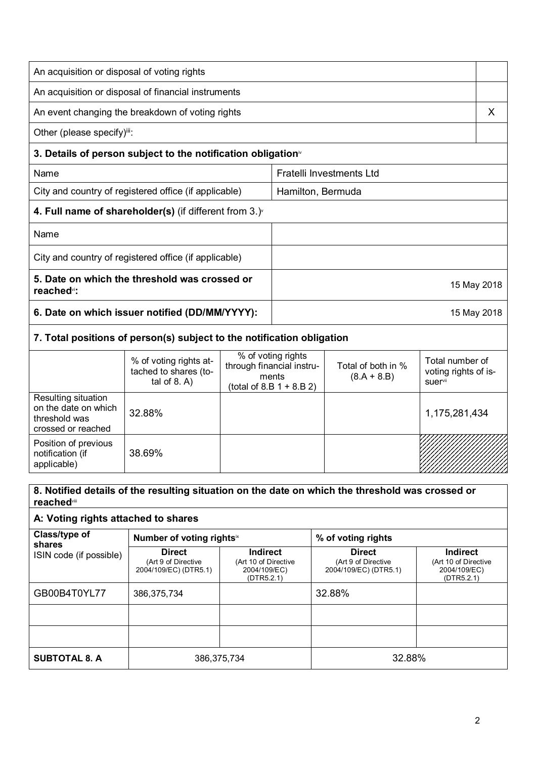| | |
|---|---|
| An acquisition or disposal of voting rights | |
| An acquisition or disposal of financial instruments | |
| An event changing the breakdown of voting rights | X |
| Other (please specify)[iii]: | |

## 3. Details of person subject to the notification obligation[iv]

| | |
|---|---|
| Name | Fratelli Investments Ltd |
| City and country of registered office (if applicable) | Hamilton, Bermuda |

## 4. Full name of shareholder(s) (if different from 3.)[v]

| | |
|---|---|
| Name | |
| City and country of registered office (if applicable) | |

| | |
|---|---|
| **5. Date on which the threshold was crossed or reached[vi]:** | 15 May 2018 |
| **6. Date on which issuer notified (DD/MM/YYYY):** | 15 May 2018 |

## 7. Total positions of person(s) subject to the notification obligation

| | % of voting rights attached to shares (total of 8. A) | % of voting rights through financial instruments (total of 8.B 1 + 8.B 2) | Total of both in % (8.A + 8.B) | Total number of voting rights of issuer[vii] |
|---|---|---|---|---|
| Resulting situation on the date on which threshold was crossed or reached | 32.88% | | | 1,175,281,434 |
| Position of previous notification (if applicable) | 38.69% | | | |

## 8. Notified details of the resulting situation on the date on which the threshold was crossed or reached[viii]

### A: Voting rights attached to shares

| Class/type of shares ISIN code (if possible) | Number of voting rights[ix] | | % of voting rights | |
|---|---|---|---|---|
| | **Direct** (Art 9 of Directive 2004/109/EC) (DTR5.1) | **Indirect** (Art 10 of Directive 2004/109/EC) (DTR5.2.1) | **Direct** (Art 9 of Directive 2004/109/EC) (DTR5.1) | **Indirect** (Art 10 of Directive 2004/109/EC) (DTR5.2.1) |
| GB00B4T0YL77 | 386,375,734 | | 32.88% | |
| | | | | |
| | | | | |
| **SUBTOTAL 8. A** | 386,375,734 | | 32.88% | |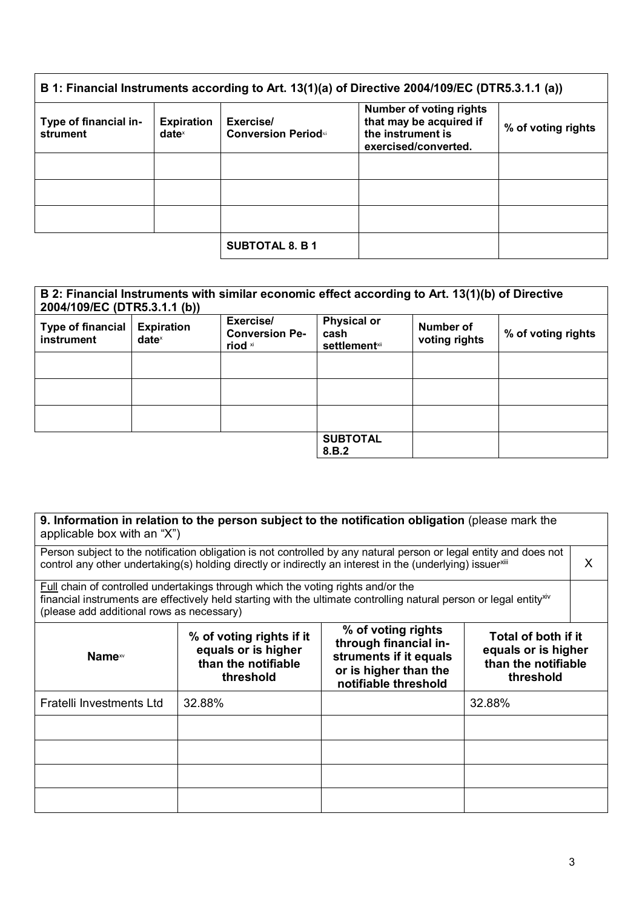| B 1: Financial Instruments according to Art. 13(1)(a) of Directive 2004/109/EC (DTR5.3.1.1 (a)) | | | | |
|---|---|---|---|---|
| **Type of financial instrument** | **Expiration date**[x] | **Exercise/ Conversion Period**[xi] | **Number of voting rights that may be acquired if the instrument is exercised/converted.** | **% of voting rights** |
| | | | | |
| | | | | |
| | | | | |
| | | **SUBTOTAL 8. B 1** | | |

| B 2: Financial Instruments with similar economic effect according to Art. 13(1)(b) of Directive 2004/109/EC (DTR5.3.1.1 (b)) | | | | | |
|---|---|---|---|---|---|
| **Type of financial instrument** | **Expiration date**[x] | **Exercise/ Conversion Period** [xi] | **Physical or cash settlement**[xii] | **Number of voting rights** | **% of voting rights** |
| | | | | | |
| | | | | | |
| | | | | | |
| | | | **SUBTOTAL 8.B.2** | | |

| **9. Information in relation to the person subject to the notification obligation** (please mark the applicable box with an "X") | | | | |
|---|---|---|---|---|
| Person subject to the notification obligation is not controlled by any natural person or legal entity and does not control any other undertaking(s) holding directly or indirectly an interest in the (underlying) issuer[xiii] | | | | X |
| Full chain of controlled undertakings through which the voting rights and/or the financial instruments are effectively held starting with the ultimate controlling natural person or legal entity[xiv] (please add additional rows as necessary) | | | | |
| **Name**[xv] | **% of voting rights if it equals or is higher than the notifiable threshold** | **% of voting rights through financial instruments if it equals or is higher than the notifiable threshold** | **Total of both if it equals or is higher than the notifiable threshold** | |
| Fratelli Investments Ltd | 32.88% | | 32.88% | |
| | | | | |
| | | | | |
| | | | | |
| | | | | |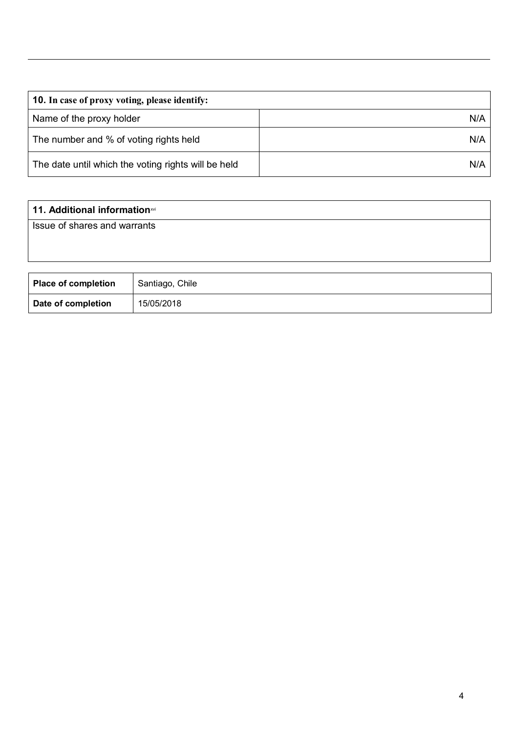| 10. In case of proxy voting, please identify: | |
| --- | --- |
| Name of the proxy holder | N/A |
| The number and % of voting rights held | N/A |
| The date until which the voting rights will be held | N/A |

| 11. Additional information[xvi] |
| --- |
| Issue of shares and warrants |

| | |
| --- | --- |
| **Place of completion** | Santiago, Chile |
| **Date of completion** | 15/05/2018 |